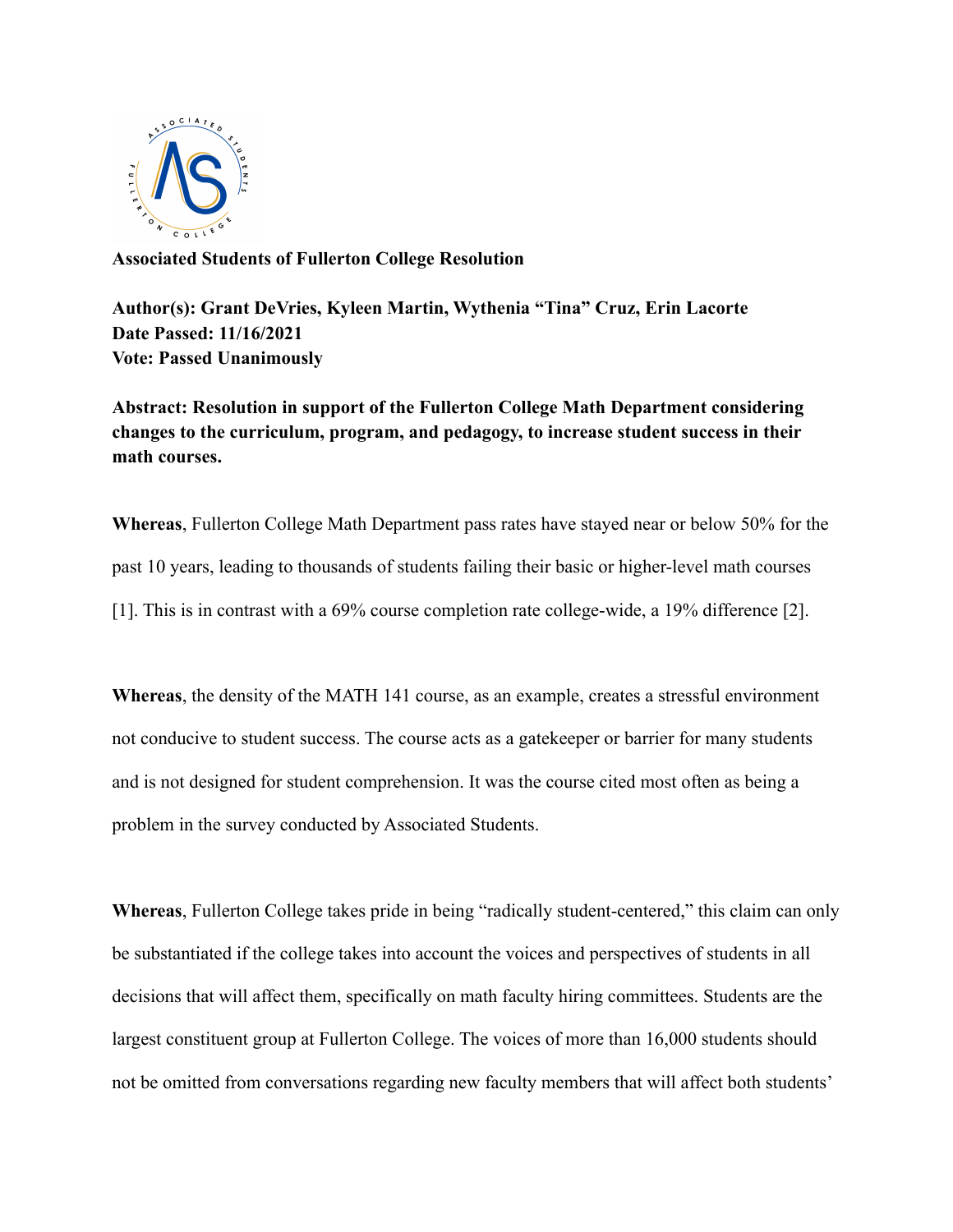**Associated Students of Fullerton College Resolution**

**Author(s): Grant DeVries, Kyleen Martin, Wythenia "Tina" Cruz, Erin Lacorte**
**Date Passed: 11/16/2021**
**Vote: Passed Unanimously**

**Abstract: Resolution in support of the Fullerton College Math Department considering changes to the curriculum, program, and pedagogy, to increase student success in their math courses.**

**Whereas**, Fullerton College Math Department pass rates have stayed near or below 50% for the past 10 years, leading to thousands of students failing their basic or higher-level math courses [1]. This is in contrast with a 69% course completion rate college-wide, a 19% difference [2].

**Whereas**, the density of the MATH 141 course, as an example, creates a stressful environment not conducive to student success. The course acts as a gatekeeper or barrier for many students and is not designed for student comprehension. It was the course cited most often as being a problem in the survey conducted by Associated Students.

**Whereas**, Fullerton College takes pride in being "radically student-centered," this claim can only be substantiated if the college takes into account the voices and perspectives of students in all decisions that will affect them, specifically on math faculty hiring committees. Students are the largest constituent group at Fullerton College. The voices of more than 16,000 students should not be omitted from conversations regarding new faculty members that will affect both students'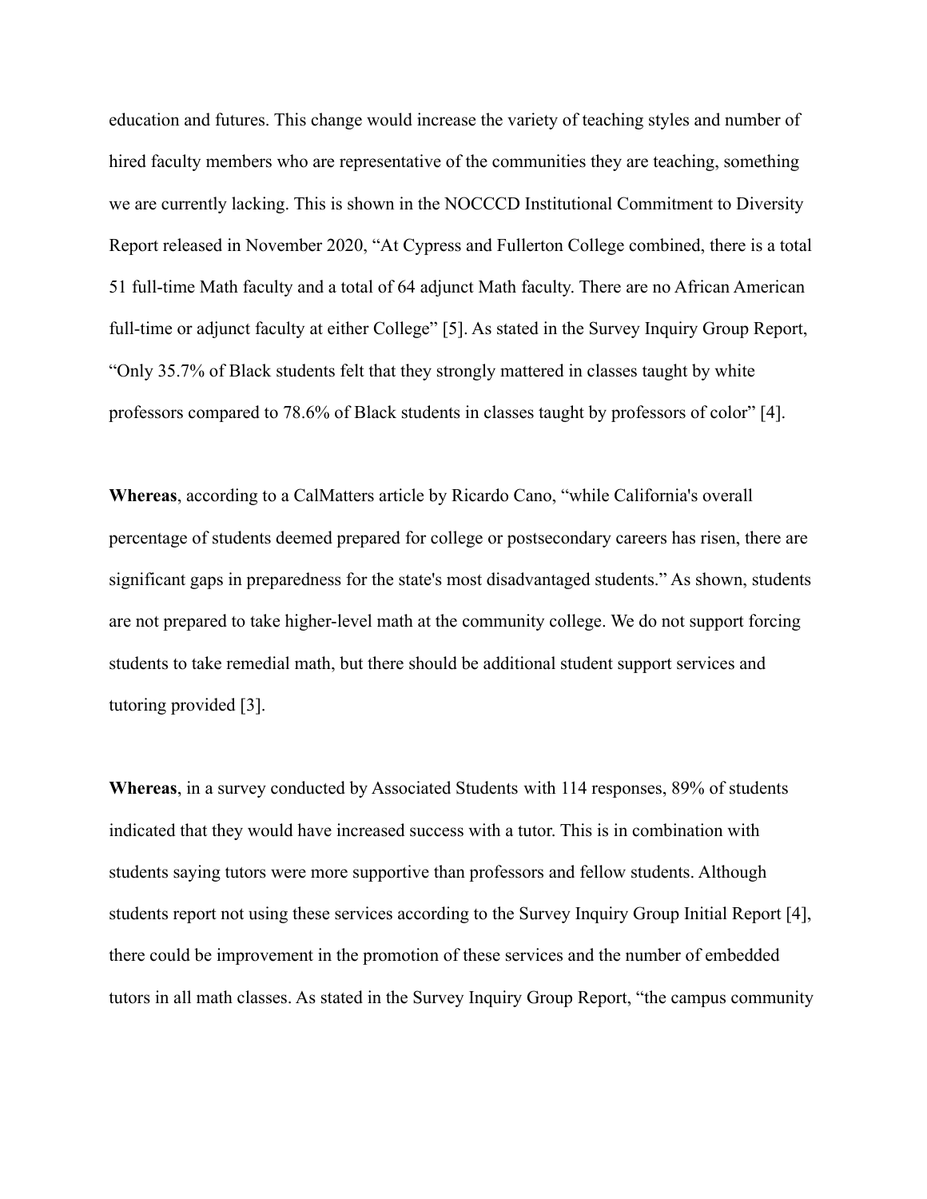education and futures. This change would increase the variety of teaching styles and number of hired faculty members who are representative of the communities they are teaching, something we are currently lacking. This is shown in the NOCCCD Institutional Commitment to Diversity Report released in November 2020, “At Cypress and Fullerton College combined, there is a total 51 full-time Math faculty and a total of 64 adjunct Math faculty. There are no African American full-time or adjunct faculty at either College” [5]. As stated in the Survey Inquiry Group Report, “Only 35.7% of Black students felt that they strongly mattered in classes taught by white professors compared to 78.6% of Black students in classes taught by professors of color” [4].

**Whereas**, according to a CalMatters article by Ricardo Cano, “while California's overall percentage of students deemed prepared for college or postsecondary careers has risen, there are significant gaps in preparedness for the state's most disadvantaged students.” As shown, students are not prepared to take higher-level math at the community college. We do not support forcing students to take remedial math, but there should be additional student support services and tutoring provided [3].

**Whereas**, in a survey conducted by Associated Students with 114 responses, 89% of students indicated that they would have increased success with a tutor. This is in combination with students saying tutors were more supportive than professors and fellow students. Although students report not using these services according to the Survey Inquiry Group Initial Report [4], there could be improvement in the promotion of these services and the number of embedded tutors in all math classes. As stated in the Survey Inquiry Group Report, “the campus community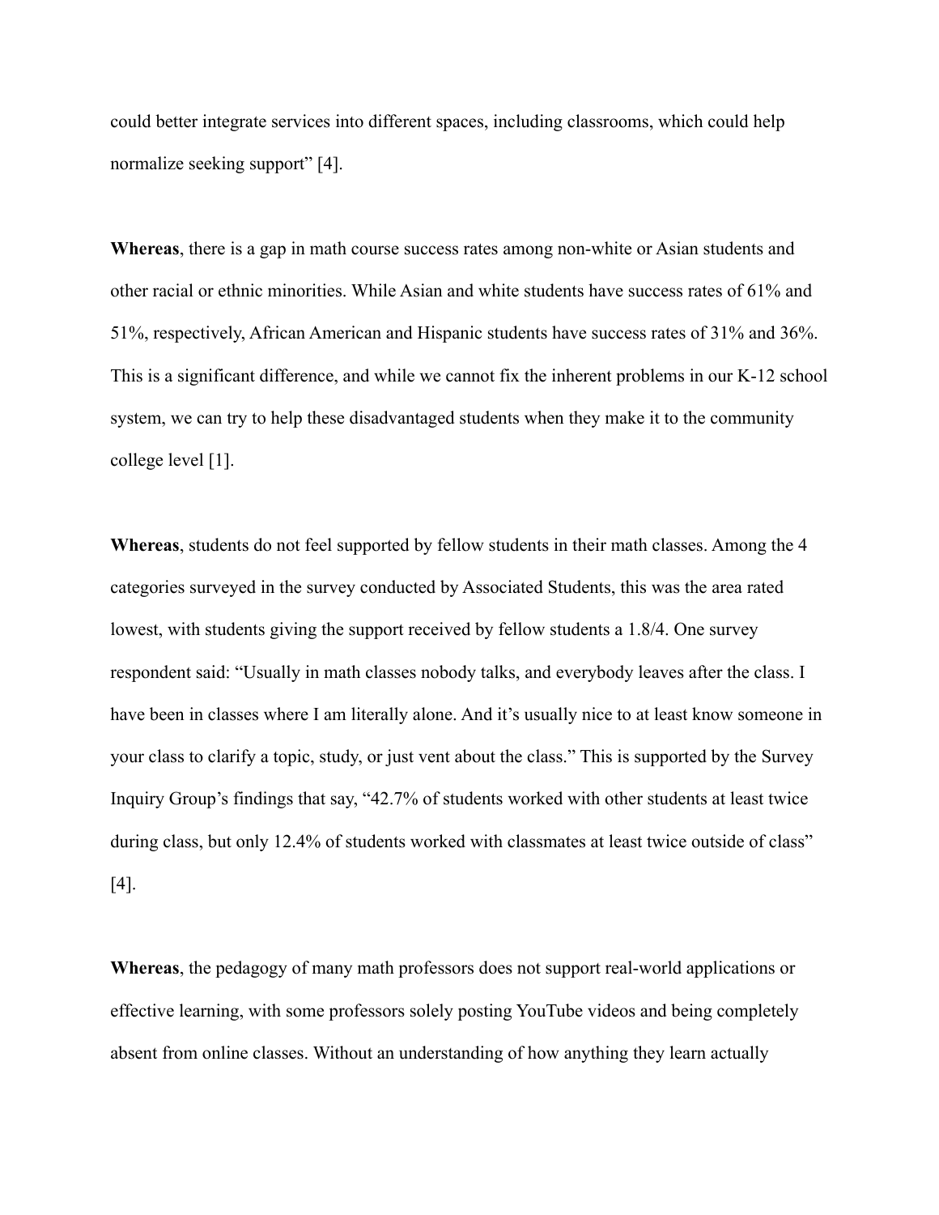could better integrate services into different spaces, including classrooms, which could help normalize seeking support" [4].

**Whereas**, there is a gap in math course success rates among non-white or Asian students and other racial or ethnic minorities. While Asian and white students have success rates of 61% and 51%, respectively, African American and Hispanic students have success rates of 31% and 36%. This is a significant difference, and while we cannot fix the inherent problems in our K-12 school system, we can try to help these disadvantaged students when they make it to the community college level [1].

**Whereas**, students do not feel supported by fellow students in their math classes. Among the 4 categories surveyed in the survey conducted by Associated Students, this was the area rated lowest, with students giving the support received by fellow students a 1.8/4. One survey respondent said: "Usually in math classes nobody talks, and everybody leaves after the class. I have been in classes where I am literally alone. And it's usually nice to at least know someone in your class to clarify a topic, study, or just vent about the class." This is supported by the Survey Inquiry Group's findings that say, "42.7% of students worked with other students at least twice during class, but only 12.4% of students worked with classmates at least twice outside of class" [4].

**Whereas**, the pedagogy of many math professors does not support real-world applications or effective learning, with some professors solely posting YouTube videos and being completely absent from online classes. Without an understanding of how anything they learn actually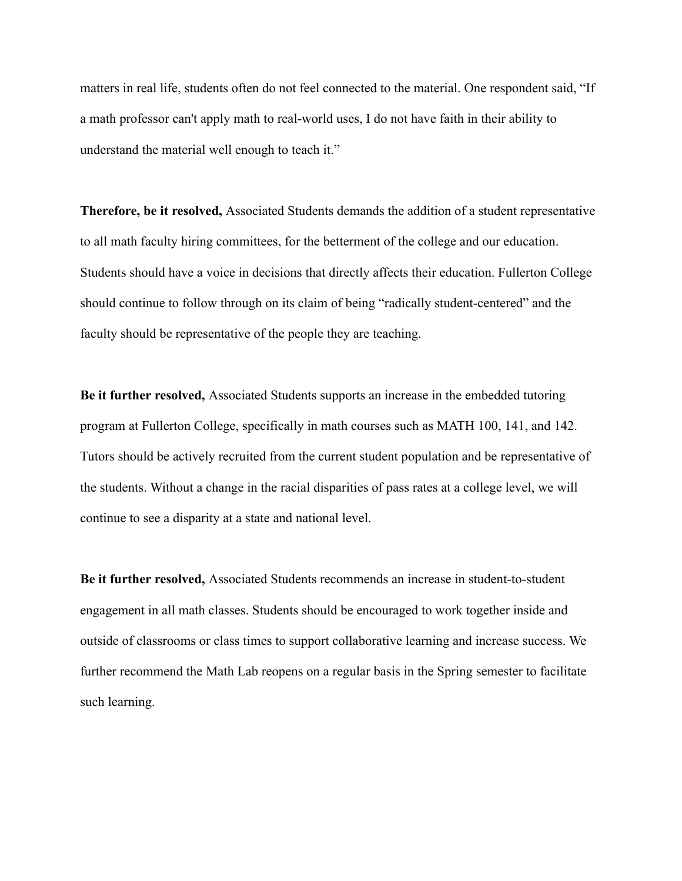matters in real life, students often do not feel connected to the material. One respondent said, "If a math professor can't apply math to real-world uses, I do not have faith in their ability to understand the material well enough to teach it."

**Therefore, be it resolved,** Associated Students demands the addition of a student representative to all math faculty hiring committees, for the betterment of the college and our education. Students should have a voice in decisions that directly affects their education. Fullerton College should continue to follow through on its claim of being "radically student-centered" and the faculty should be representative of the people they are teaching.

**Be it further resolved,** Associated Students supports an increase in the embedded tutoring program at Fullerton College, specifically in math courses such as MATH 100, 141, and 142. Tutors should be actively recruited from the current student population and be representative of the students. Without a change in the racial disparities of pass rates at a college level, we will continue to see a disparity at a state and national level.

**Be it further resolved,** Associated Students recommends an increase in student-to-student engagement in all math classes. Students should be encouraged to work together inside and outside of classrooms or class times to support collaborative learning and increase success. We further recommend the Math Lab reopens on a regular basis in the Spring semester to facilitate such learning.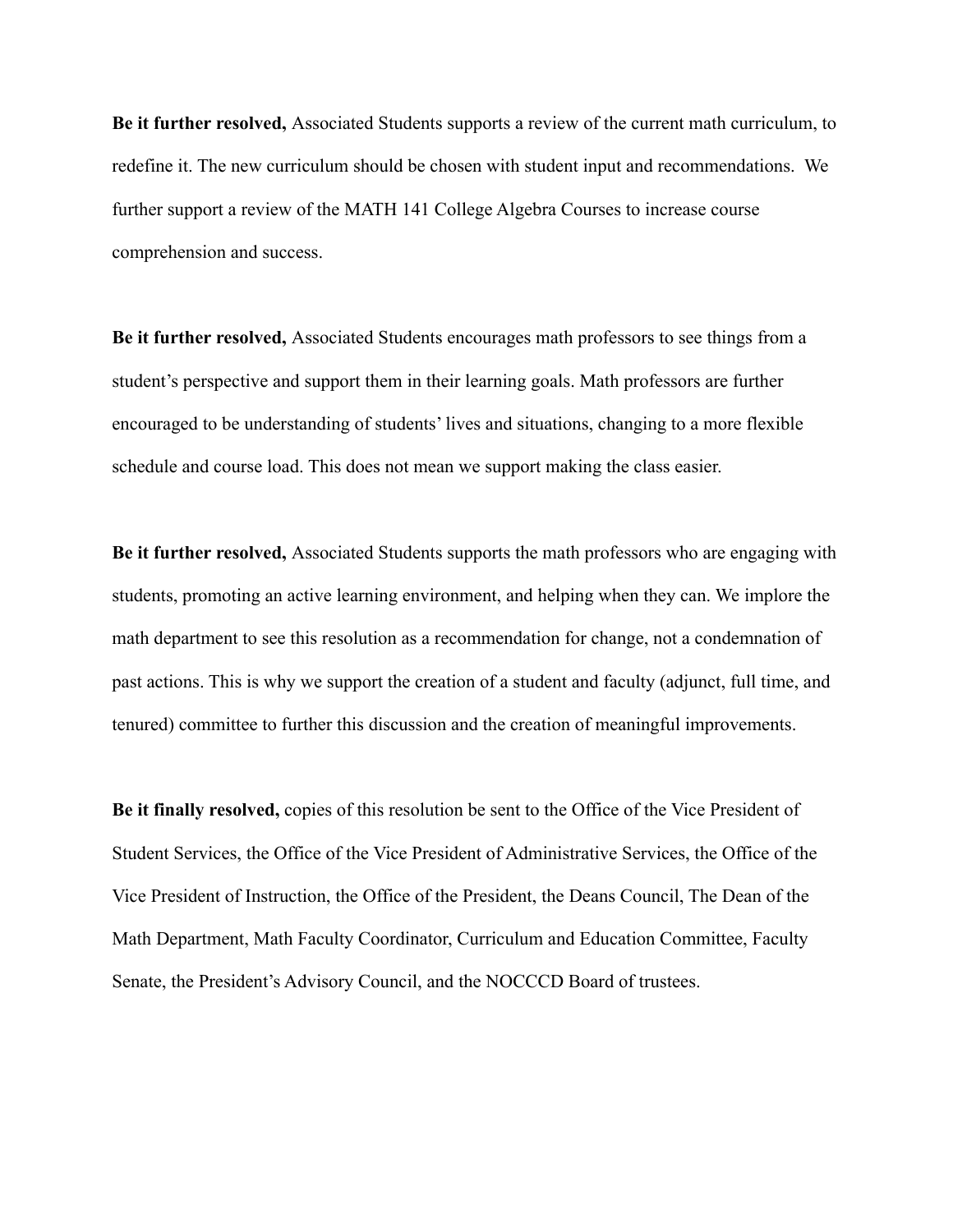**Be it further resolved,** Associated Students supports a review of the current math curriculum, to redefine it. The new curriculum should be chosen with student input and recommendations. We further support a review of the MATH 141 College Algebra Courses to increase course comprehension and success.

**Be it further resolved,** Associated Students encourages math professors to see things from a student's perspective and support them in their learning goals. Math professors are further encouraged to be understanding of students' lives and situations, changing to a more flexible schedule and course load. This does not mean we support making the class easier.

**Be it further resolved,** Associated Students supports the math professors who are engaging with students, promoting an active learning environment, and helping when they can. We implore the math department to see this resolution as a recommendation for change, not a condemnation of past actions. This is why we support the creation of a student and faculty (adjunct, full time, and tenured) committee to further this discussion and the creation of meaningful improvements.

**Be it finally resolved,** copies of this resolution be sent to the Office of the Vice President of Student Services, the Office of the Vice President of Administrative Services, the Office of the Vice President of Instruction, the Office of the President, the Deans Council, The Dean of the Math Department, Math Faculty Coordinator, Curriculum and Education Committee, Faculty Senate, the President's Advisory Council, and the NOCCCD Board of trustees.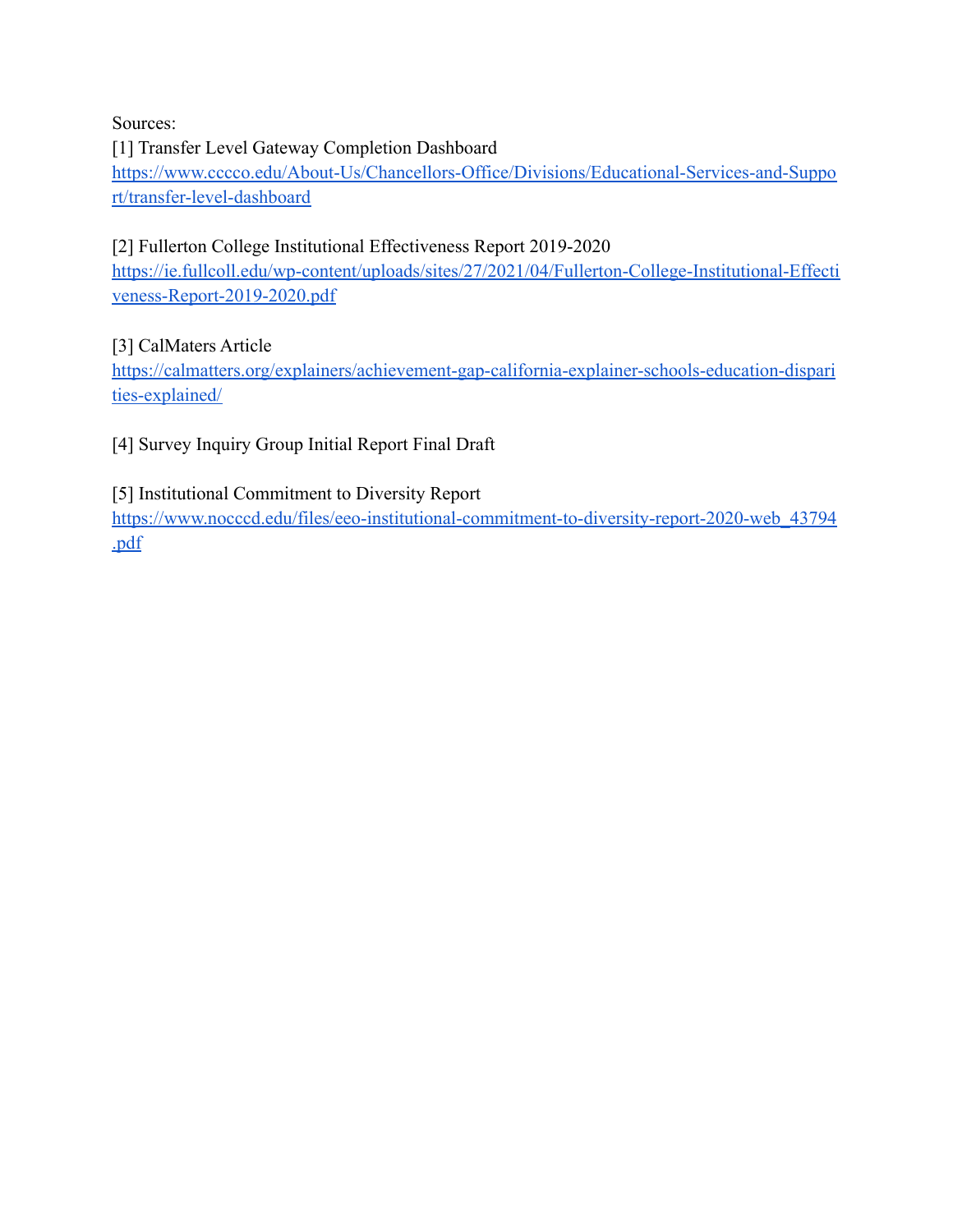Sources:

[1] Transfer Level Gateway Completion Dashboard
https://www.cccco.edu/About-Us/Chancellors-Office/Divisions/Educational-Services-and-Support/transfer-level-dashboard

[2] Fullerton College Institutional Effectiveness Report 2019-2020
https://ie.fullcoll.edu/wp-content/uploads/sites/27/2021/04/Fullerton-College-Institutional-Effectiveness-Report-2019-2020.pdf

[3] CalMaters Article
https://calmatters.org/explainers/achievement-gap-california-explainer-schools-education-disparities-explained/

[4] Survey Inquiry Group Initial Report Final Draft

[5] Institutional Commitment to Diversity Report
https://www.nocccd.edu/files/eeo-institutional-commitment-to-diversity-report-2020-web_43794.pdf